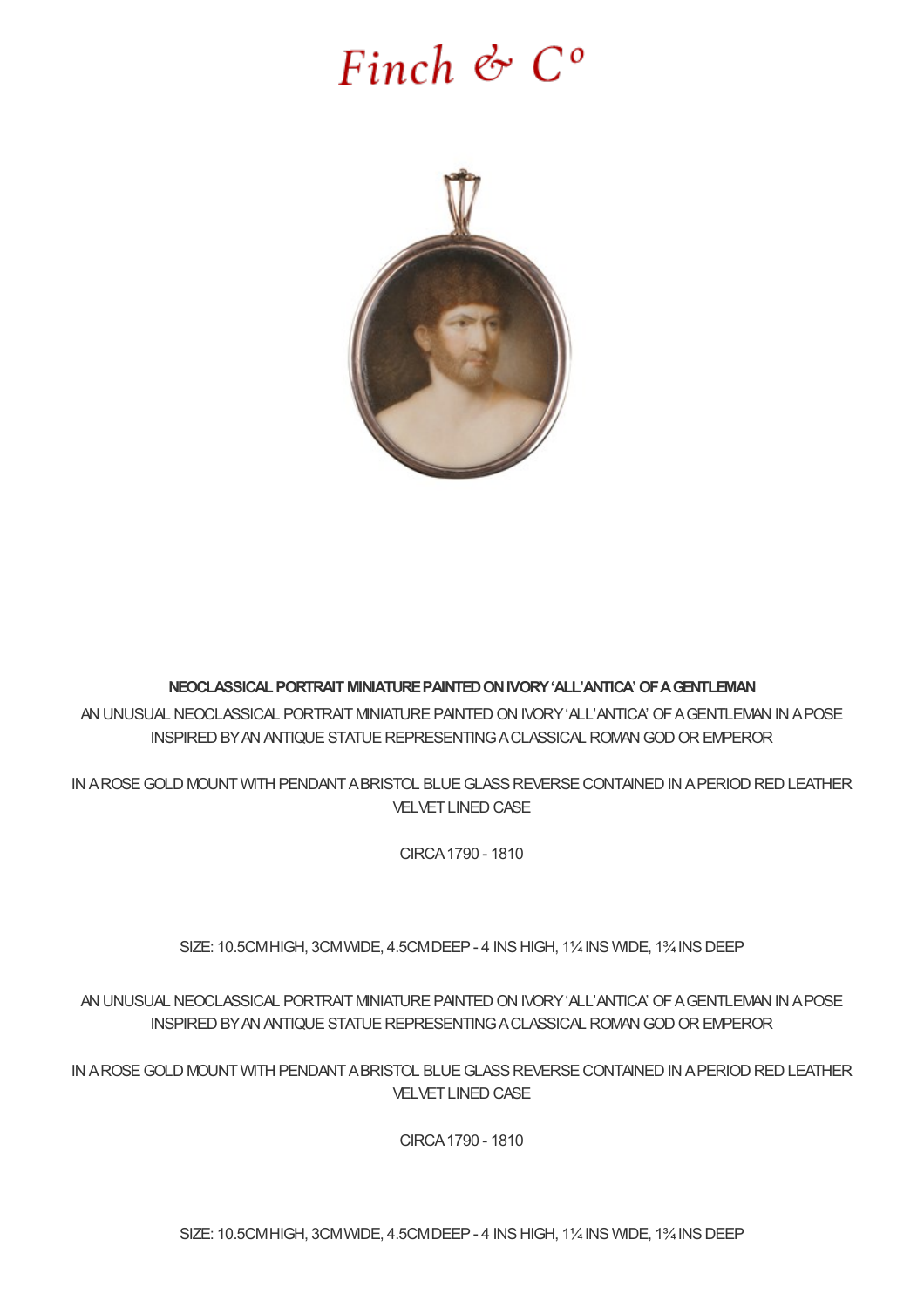# Finch & Co

**NEOCLASSICAL PORTRAIT MINIATURE PAINTED ON IVORY 'ALL'ANTICA' OF A GENTLEMAN**

AN UNUSUAL NEOCLASSICAL PORTRAIT MINIATURE PAINTED ON IVORY 'ALL'ANTICA' OF A GENTLEMAN IN A POSE INSPIRED BY AN ANTIQUE STATUE REPRESENTING A CLASSICAL ROMAN GOD OR EMPEROR

IN A ROSE GOLD MOUNT WITH PENDANT A BRISTOL BLUE GLASS REVERSE CONTAINED IN A PERIOD RED LEATHER VELVET LINED CASE

CIRCA 1790 - 1810

SIZE: 10.5CM HIGH, 3CM WIDE, 4.5CM DEEP - 4 INS HIGH, 1¼ INS WIDE, 1¾ INS DEEP

AN UNUSUAL NEOCLASSICAL PORTRAIT MINIATURE PAINTED ON IVORY 'ALL'ANTICA' OF A GENTLEMAN IN A POSE INSPIRED BY AN ANTIQUE STATUE REPRESENTING A CLASSICAL ROMAN GOD OR EMPEROR

IN A ROSE GOLD MOUNT WITH PENDANT A BRISTOL BLUE GLASS REVERSE CONTAINED IN A PERIOD RED LEATHER VELVET LINED CASE

CIRCA 1790 - 1810

SIZE: 10.5CM HIGH, 3CM WIDE, 4.5CM DEEP - 4 INS HIGH, 1¼ INS WIDE, 1¾ INS DEEP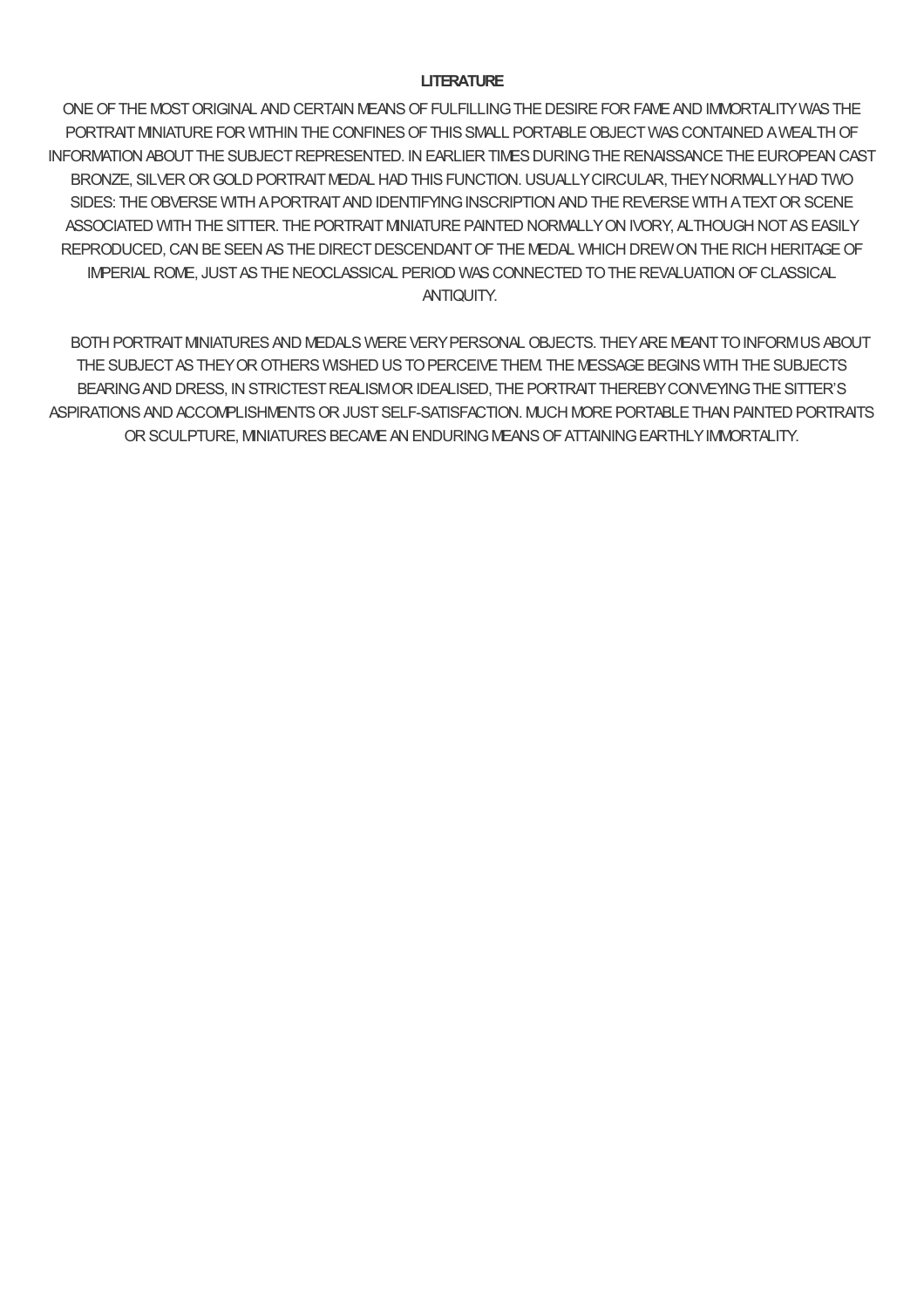**LITERATURE**

ONE OF THE MOST ORIGINAL AND CERTAIN MEANS OF FULFILLING THE DESIRE FOR FAME AND IMMORTALITY WAS THE PORTRAIT MINIATURE FOR WITHIN THE CONFINES OF THIS SMALL PORTABLE OBJECT WAS CONTAINED A WEALTH OF INFORMATION ABOUT THE SUBJECT REPRESENTED. IN EARLIER TIMES DURING THE RENAISSANCE THE EUROPEAN CAST BRONZE, SILVER OR GOLD PORTRAIT MEDAL HAD THIS FUNCTION. USUALLY CIRCULAR, THEY NORMALLY HAD TWO SIDES: THE OBVERSE WITH A PORTRAIT AND IDENTIFYING INSCRIPTION AND THE REVERSE WITH A TEXT OR SCENE ASSOCIATED WITH THE SITTER. THE PORTRAIT MINIATURE PAINTED NORMALLY ON IVORY, ALTHOUGH NOT AS EASILY REPRODUCED, CAN BE SEEN AS THE DIRECT DESCENDANT OF THE MEDAL WHICH DREW ON THE RICH HERITAGE OF IMPERIAL ROME, JUST AS THE NEOCLASSICAL PERIOD WAS CONNECTED TO THE REVALUATION OF CLASSICAL ANTIQUITY.

BOTH PORTRAIT MINIATURES AND MEDALS WERE VERY PERSONAL OBJECTS. THEY ARE MEANT TO INFORM US ABOUT THE SUBJECT AS THEY OR OTHERS WISHED US TO PERCEIVE THEM. THE MESSAGE BEGINS WITH THE SUBJECTS BEARING AND DRESS, IN STRICTEST REALISM OR IDEALISED, THE PORTRAIT THEREBY CONVEYING THE SITTER'S ASPIRATIONS AND ACCOMPLISHMENTS OR JUST SELF-SATISFACTION. MUCH MORE PORTABLE THAN PAINTED PORTRAITS OR SCULPTURE, MINIATURES BECAME AN ENDURING MEANS OF ATTAINING EARTHLY IMMORTALITY.